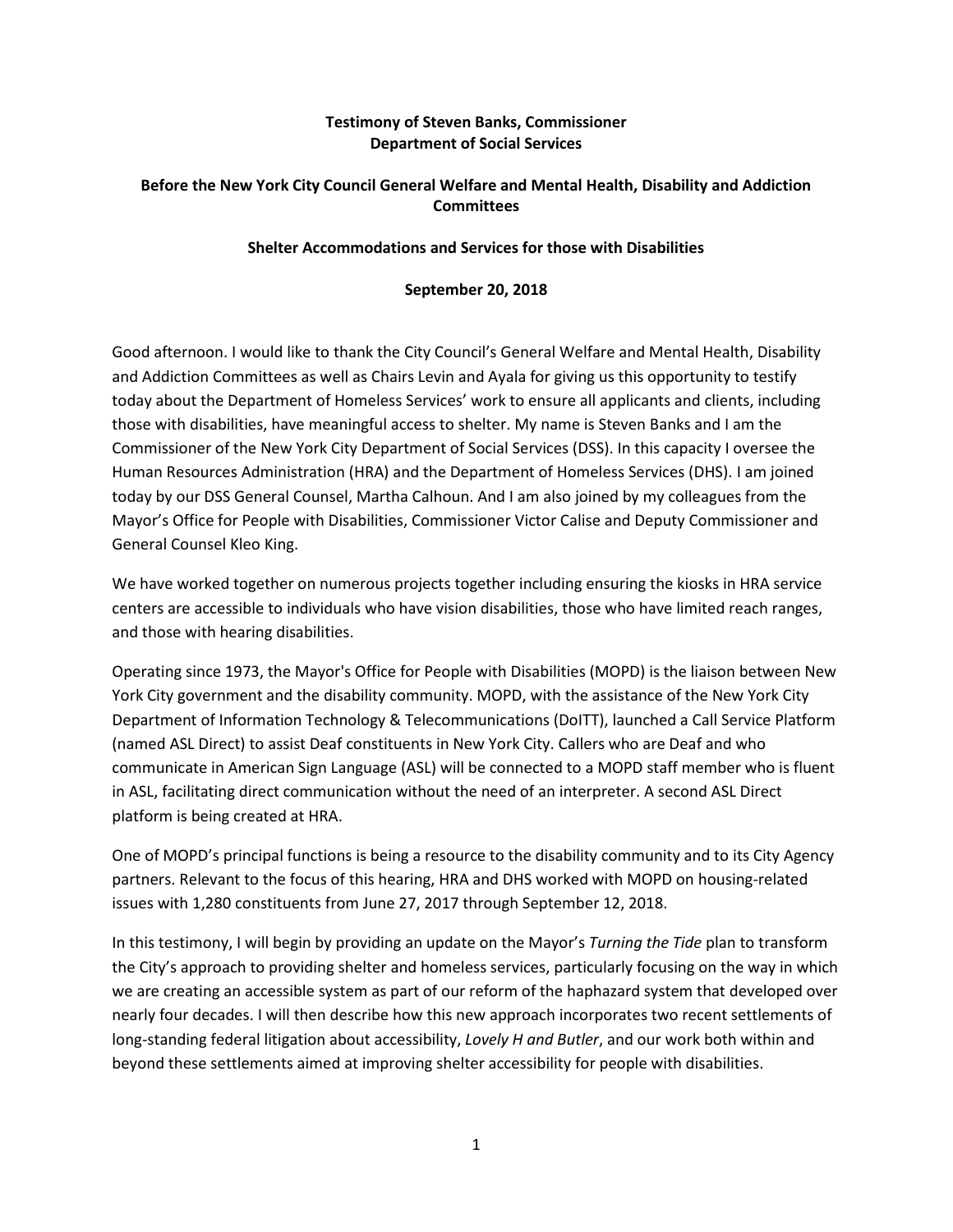**Testimony of Steven Banks, Commissioner**
**Department of Social Services**

**Before the New York City Council General Welfare and Mental Health, Disability and Addiction Committees**

**Shelter Accommodations and Services for those with Disabilities**

**September 20, 2018**

Good afternoon. I would like to thank the City Council's General Welfare and Mental Health, Disability and Addiction Committees as well as Chairs Levin and Ayala for giving us this opportunity to testify today about the Department of Homeless Services' work to ensure all applicants and clients, including those with disabilities, have meaningful access to shelter. My name is Steven Banks and I am the Commissioner of the New York City Department of Social Services (DSS). In this capacity I oversee the Human Resources Administration (HRA) and the Department of Homeless Services (DHS). I am joined today by our DSS General Counsel, Martha Calhoun. And I am also joined by my colleagues from the Mayor's Office for People with Disabilities, Commissioner Victor Calise and Deputy Commissioner and General Counsel Kleo King.

We have worked together on numerous projects together including ensuring the kiosks in HRA service centers are accessible to individuals who have vision disabilities, those who have limited reach ranges, and those with hearing disabilities.

Operating since 1973, the Mayor's Office for People with Disabilities (MOPD) is the liaison between New York City government and the disability community. MOPD, with the assistance of the New York City Department of Information Technology & Telecommunications (DoITT), launched a Call Service Platform (named ASL Direct) to assist Deaf constituents in New York City. Callers who are Deaf and who communicate in American Sign Language (ASL) will be connected to a MOPD staff member who is fluent in ASL, facilitating direct communication without the need of an interpreter. A second ASL Direct platform is being created at HRA.

One of MOPD's principal functions is being a resource to the disability community and to its City Agency partners. Relevant to the focus of this hearing, HRA and DHS worked with MOPD on housing-related issues with 1,280 constituents from June 27, 2017 through September 12, 2018.

In this testimony, I will begin by providing an update on the Mayor's *Turning the Tide* plan to transform the City's approach to providing shelter and homeless services, particularly focusing on the way in which we are creating an accessible system as part of our reform of the haphazard system that developed over nearly four decades. I will then describe how this new approach incorporates two recent settlements of long-standing federal litigation about accessibility, *Lovely H and Butler*, and our work both within and beyond these settlements aimed at improving shelter accessibility for people with disabilities.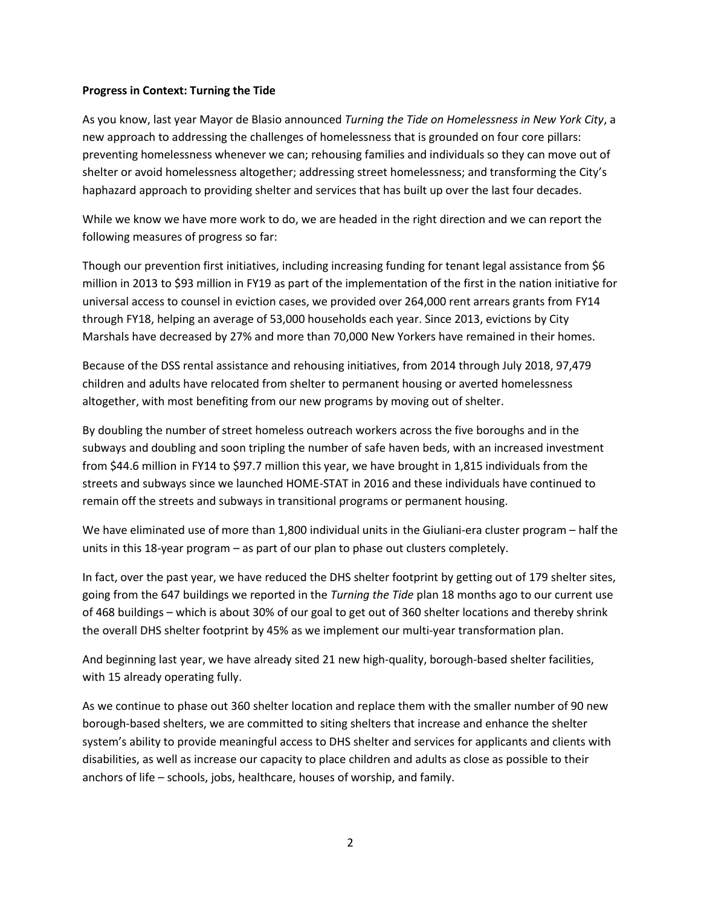**Progress in Context: Turning the Tide**

As you know, last year Mayor de Blasio announced *Turning the Tide on Homelessness in New York City*, a new approach to addressing the challenges of homelessness that is grounded on four core pillars: preventing homelessness whenever we can; rehousing families and individuals so they can move out of shelter or avoid homelessness altogether; addressing street homelessness; and transforming the City's haphazard approach to providing shelter and services that has built up over the last four decades.

While we know we have more work to do, we are headed in the right direction and we can report the following measures of progress so far:

Though our prevention first initiatives, including increasing funding for tenant legal assistance from $6 million in 2013 to $93 million in FY19 as part of the implementation of the first in the nation initiative for universal access to counsel in eviction cases, we provided over 264,000 rent arrears grants from FY14 through FY18, helping an average of 53,000 households each year. Since 2013, evictions by City Marshals have decreased by 27% and more than 70,000 New Yorkers have remained in their homes.

Because of the DSS rental assistance and rehousing initiatives, from 2014 through July 2018, 97,479 children and adults have relocated from shelter to permanent housing or averted homelessness altogether, with most benefiting from our new programs by moving out of shelter.

By doubling the number of street homeless outreach workers across the five boroughs and in the subways and doubling and soon tripling the number of safe haven beds, with an increased investment from $44.6 million in FY14 to $97.7 million this year, we have brought in 1,815 individuals from the streets and subways since we launched HOME-STAT in 2016 and these individuals have continued to remain off the streets and subways in transitional programs or permanent housing.

We have eliminated use of more than 1,800 individual units in the Giuliani-era cluster program – half the units in this 18-year program – as part of our plan to phase out clusters completely.

In fact, over the past year, we have reduced the DHS shelter footprint by getting out of 179 shelter sites, going from the 647 buildings we reported in the *Turning the Tide* plan 18 months ago to our current use of 468 buildings – which is about 30% of our goal to get out of 360 shelter locations and thereby shrink the overall DHS shelter footprint by 45% as we implement our multi-year transformation plan.

And beginning last year, we have already sited 21 new high-quality, borough-based shelter facilities, with 15 already operating fully.

As we continue to phase out 360 shelter location and replace them with the smaller number of 90 new borough-based shelters, we are committed to siting shelters that increase and enhance the shelter system's ability to provide meaningful access to DHS shelter and services for applicants and clients with disabilities, as well as increase our capacity to place children and adults as close as possible to their anchors of life – schools, jobs, healthcare, houses of worship, and family.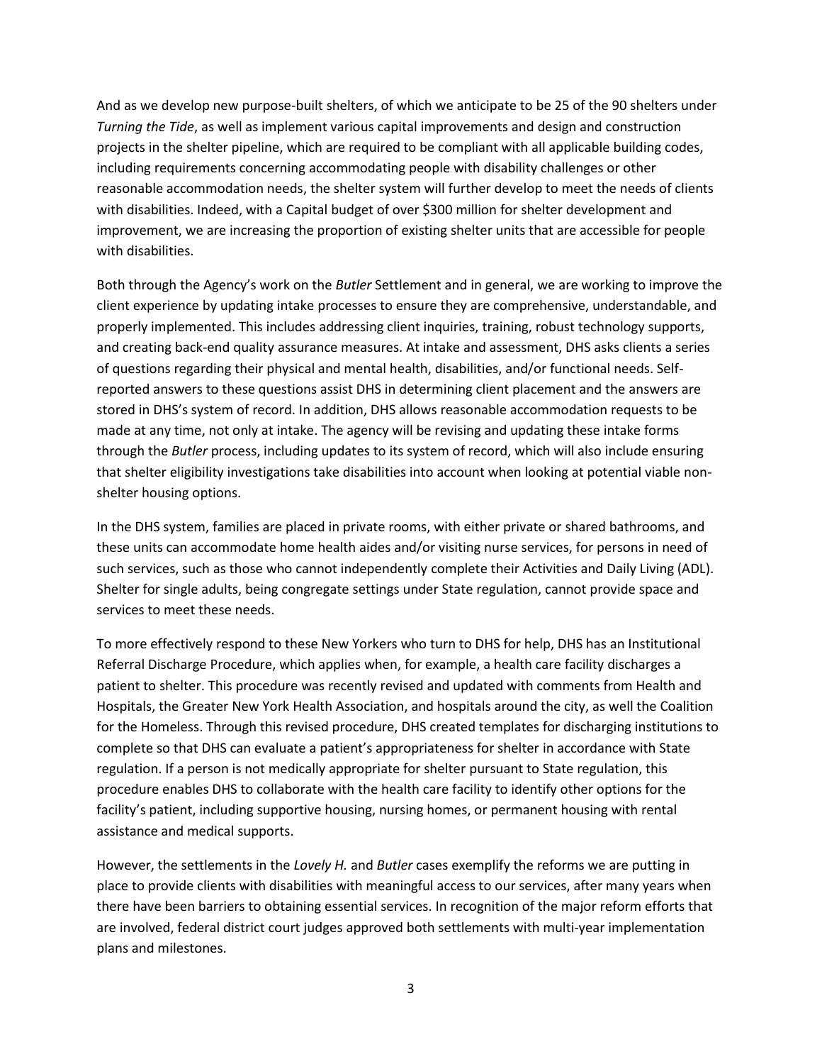And as we develop new purpose-built shelters, of which we anticipate to be 25 of the 90 shelters under *Turning the Tide*, as well as implement various capital improvements and design and construction projects in the shelter pipeline, which are required to be compliant with all applicable building codes, including requirements concerning accommodating people with disability challenges or other reasonable accommodation needs, the shelter system will further develop to meet the needs of clients with disabilities. Indeed, with a Capital budget of over $300 million for shelter development and improvement, we are increasing the proportion of existing shelter units that are accessible for people with disabilities.

Both through the Agency's work on the *Butler* Settlement and in general, we are working to improve the client experience by updating intake processes to ensure they are comprehensive, understandable, and properly implemented. This includes addressing client inquiries, training, robust technology supports, and creating back-end quality assurance measures. At intake and assessment, DHS asks clients a series of questions regarding their physical and mental health, disabilities, and/or functional needs. Self-reported answers to these questions assist DHS in determining client placement and the answers are stored in DHS's system of record. In addition, DHS allows reasonable accommodation requests to be made at any time, not only at intake. The agency will be revising and updating these intake forms through the *Butler* process, including updates to its system of record, which will also include ensuring that shelter eligibility investigations take disabilities into account when looking at potential viable non-shelter housing options.

In the DHS system, families are placed in private rooms, with either private or shared bathrooms, and these units can accommodate home health aides and/or visiting nurse services, for persons in need of such services, such as those who cannot independently complete their Activities and Daily Living (ADL). Shelter for single adults, being congregate settings under State regulation, cannot provide space and services to meet these needs.

To more effectively respond to these New Yorkers who turn to DHS for help, DHS has an Institutional Referral Discharge Procedure, which applies when, for example, a health care facility discharges a patient to shelter. This procedure was recently revised and updated with comments from Health and Hospitals, the Greater New York Health Association, and hospitals around the city, as well the Coalition for the Homeless. Through this revised procedure, DHS created templates for discharging institutions to complete so that DHS can evaluate a patient's appropriateness for shelter in accordance with State regulation. If a person is not medically appropriate for shelter pursuant to State regulation, this procedure enables DHS to collaborate with the health care facility to identify other options for the facility's patient, including supportive housing, nursing homes, or permanent housing with rental assistance and medical supports.

However, the settlements in the *Lovely H.* and *Butler* cases exemplify the reforms we are putting in place to provide clients with disabilities with meaningful access to our services, after many years when there have been barriers to obtaining essential services. In recognition of the major reform efforts that are involved, federal district court judges approved both settlements with multi-year implementation plans and milestones.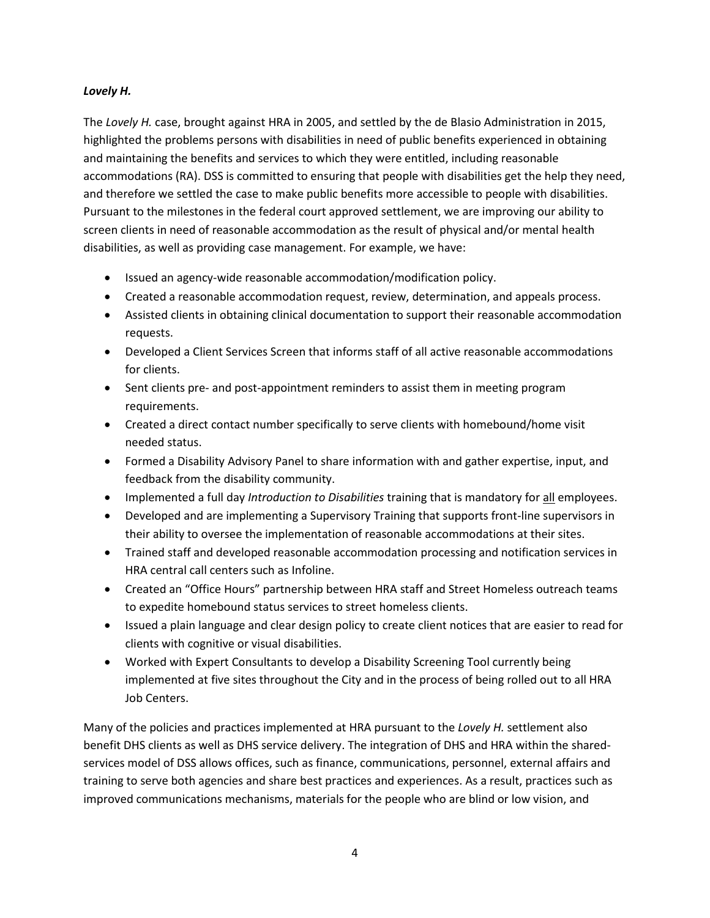***Lovely H.***

The *Lovely H.* case, brought against HRA in 2005, and settled by the de Blasio Administration in 2015, highlighted the problems persons with disabilities in need of public benefits experienced in obtaining and maintaining the benefits and services to which they were entitled, including reasonable accommodations (RA). DSS is committed to ensuring that people with disabilities get the help they need, and therefore we settled the case to make public benefits more accessible to people with disabilities. Pursuant to the milestones in the federal court approved settlement, we are improving our ability to screen clients in need of reasonable accommodation as the result of physical and/or mental health disabilities, as well as providing case management. For example, we have:

- Issued an agency-wide reasonable accommodation/modification policy.
- Created a reasonable accommodation request, review, determination, and appeals process.
- Assisted clients in obtaining clinical documentation to support their reasonable accommodation requests.
- Developed a Client Services Screen that informs staff of all active reasonable accommodations for clients.
- Sent clients pre- and post-appointment reminders to assist them in meeting program requirements.
- Created a direct contact number specifically to serve clients with homebound/home visit needed status.
- Formed a Disability Advisory Panel to share information with and gather expertise, input, and feedback from the disability community.
- Implemented a full day *Introduction to Disabilities* training that is mandatory for <u>all</u> employees.
- Developed and are implementing a Supervisory Training that supports front-line supervisors in their ability to oversee the implementation of reasonable accommodations at their sites.
- Trained staff and developed reasonable accommodation processing and notification services in HRA central call centers such as Infoline.
- Created an "Office Hours" partnership between HRA staff and Street Homeless outreach teams to expedite homebound status services to street homeless clients.
- Issued a plain language and clear design policy to create client notices that are easier to read for clients with cognitive or visual disabilities.
- Worked with Expert Consultants to develop a Disability Screening Tool currently being implemented at five sites throughout the City and in the process of being rolled out to all HRA Job Centers.

Many of the policies and practices implemented at HRA pursuant to the *Lovely H.* settlement also benefit DHS clients as well as DHS service delivery. The integration of DHS and HRA within the shared-services model of DSS allows offices, such as finance, communications, personnel, external affairs and training to serve both agencies and share best practices and experiences. As a result, practices such as improved communications mechanisms, materials for the people who are blind or low vision, and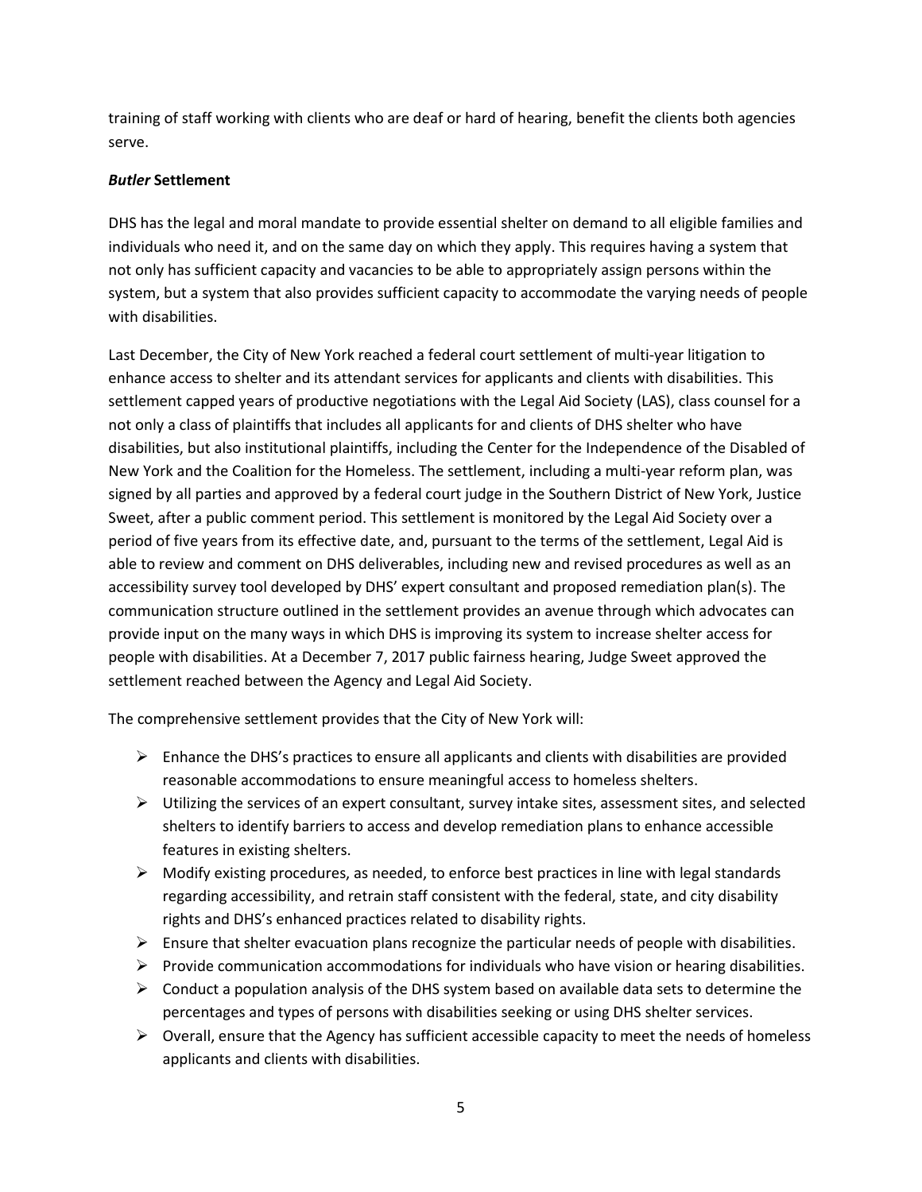training of staff working with clients who are deaf or hard of hearing, benefit the clients both agencies serve.

***Butler* Settlement**

DHS has the legal and moral mandate to provide essential shelter on demand to all eligible families and individuals who need it, and on the same day on which they apply. This requires having a system that not only has sufficient capacity and vacancies to be able to appropriately assign persons within the system, but a system that also provides sufficient capacity to accommodate the varying needs of people with disabilities.

Last December, the City of New York reached a federal court settlement of multi-year litigation to enhance access to shelter and its attendant services for applicants and clients with disabilities. This settlement capped years of productive negotiations with the Legal Aid Society (LAS), class counsel for a not only a class of plaintiffs that includes all applicants for and clients of DHS shelter who have disabilities, but also institutional plaintiffs, including the Center for the Independence of the Disabled of New York and the Coalition for the Homeless. The settlement, including a multi-year reform plan, was signed by all parties and approved by a federal court judge in the Southern District of New York, Justice Sweet, after a public comment period. This settlement is monitored by the Legal Aid Society over a period of five years from its effective date, and, pursuant to the terms of the settlement, Legal Aid is able to review and comment on DHS deliverables, including new and revised procedures as well as an accessibility survey tool developed by DHS' expert consultant and proposed remediation plan(s). The communication structure outlined in the settlement provides an avenue through which advocates can provide input on the many ways in which DHS is improving its system to increase shelter access for people with disabilities. At a December 7, 2017 public fairness hearing, Judge Sweet approved the settlement reached between the Agency and Legal Aid Society.

The comprehensive settlement provides that the City of New York will:

- Enhance the DHS's practices to ensure all applicants and clients with disabilities are provided reasonable accommodations to ensure meaningful access to homeless shelters.
- Utilizing the services of an expert consultant, survey intake sites, assessment sites, and selected shelters to identify barriers to access and develop remediation plans to enhance accessible features in existing shelters.
- Modify existing procedures, as needed, to enforce best practices in line with legal standards regarding accessibility, and retrain staff consistent with the federal, state, and city disability rights and DHS's enhanced practices related to disability rights.
- Ensure that shelter evacuation plans recognize the particular needs of people with disabilities.
- Provide communication accommodations for individuals who have vision or hearing disabilities.
- Conduct a population analysis of the DHS system based on available data sets to determine the percentages and types of persons with disabilities seeking or using DHS shelter services.
- Overall, ensure that the Agency has sufficient accessible capacity to meet the needs of homeless applicants and clients with disabilities.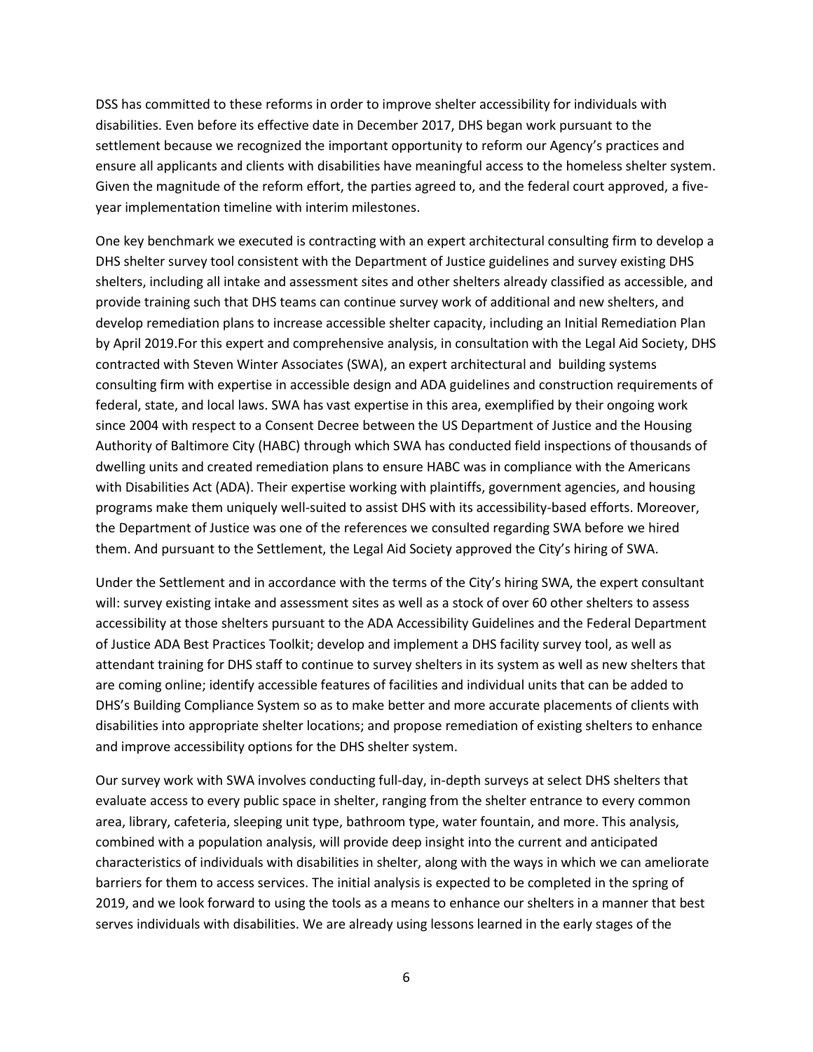DSS has committed to these reforms in order to improve shelter accessibility for individuals with disabilities. Even before its effective date in December 2017, DHS began work pursuant to the settlement because we recognized the important opportunity to reform our Agency's practices and ensure all applicants and clients with disabilities have meaningful access to the homeless shelter system. Given the magnitude of the reform effort, the parties agreed to, and the federal court approved, a five-year implementation timeline with interim milestones.

One key benchmark we executed is contracting with an expert architectural consulting firm to develop a DHS shelter survey tool consistent with the Department of Justice guidelines and survey existing DHS shelters, including all intake and assessment sites and other shelters already classified as accessible, and provide training such that DHS teams can continue survey work of additional and new shelters, and develop remediation plans to increase accessible shelter capacity, including an Initial Remediation Plan by April 2019.For this expert and comprehensive analysis, in consultation with the Legal Aid Society, DHS contracted with Steven Winter Associates (SWA), an expert architectural and building systems consulting firm with expertise in accessible design and ADA guidelines and construction requirements of federal, state, and local laws. SWA has vast expertise in this area, exemplified by their ongoing work since 2004 with respect to a Consent Decree between the US Department of Justice and the Housing Authority of Baltimore City (HABC) through which SWA has conducted field inspections of thousands of dwelling units and created remediation plans to ensure HABC was in compliance with the Americans with Disabilities Act (ADA). Their expertise working with plaintiffs, government agencies, and housing programs make them uniquely well-suited to assist DHS with its accessibility-based efforts. Moreover, the Department of Justice was one of the references we consulted regarding SWA before we hired them. And pursuant to the Settlement, the Legal Aid Society approved the City's hiring of SWA.

Under the Settlement and in accordance with the terms of the City's hiring SWA, the expert consultant will: survey existing intake and assessment sites as well as a stock of over 60 other shelters to assess accessibility at those shelters pursuant to the ADA Accessibility Guidelines and the Federal Department of Justice ADA Best Practices Toolkit; develop and implement a DHS facility survey tool, as well as attendant training for DHS staff to continue to survey shelters in its system as well as new shelters that are coming online; identify accessible features of facilities and individual units that can be added to DHS's Building Compliance System so as to make better and more accurate placements of clients with disabilities into appropriate shelter locations; and propose remediation of existing shelters to enhance and improve accessibility options for the DHS shelter system.

Our survey work with SWA involves conducting full-day, in-depth surveys at select DHS shelters that evaluate access to every public space in shelter, ranging from the shelter entrance to every common area, library, cafeteria, sleeping unit type, bathroom type, water fountain, and more. This analysis, combined with a population analysis, will provide deep insight into the current and anticipated characteristics of individuals with disabilities in shelter, along with the ways in which we can ameliorate barriers for them to access services. The initial analysis is expected to be completed in the spring of 2019, and we look forward to using the tools as a means to enhance our shelters in a manner that best serves individuals with disabilities. We are already using lessons learned in the early stages of the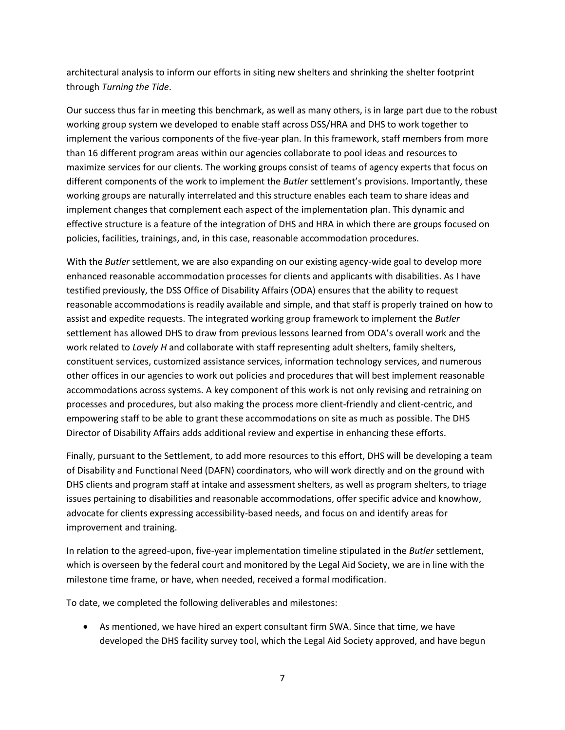architectural analysis to inform our efforts in siting new shelters and shrinking the shelter footprint through *Turning the Tide*.

Our success thus far in meeting this benchmark, as well as many others, is in large part due to the robust working group system we developed to enable staff across DSS/HRA and DHS to work together to implement the various components of the five-year plan. In this framework, staff members from more than 16 different program areas within our agencies collaborate to pool ideas and resources to maximize services for our clients. The working groups consist of teams of agency experts that focus on different components of the work to implement the *Butler* settlement's provisions. Importantly, these working groups are naturally interrelated and this structure enables each team to share ideas and implement changes that complement each aspect of the implementation plan. This dynamic and effective structure is a feature of the integration of DHS and HRA in which there are groups focused on policies, facilities, trainings, and, in this case, reasonable accommodation procedures.

With the *Butler* settlement, we are also expanding on our existing agency-wide goal to develop more enhanced reasonable accommodation processes for clients and applicants with disabilities. As I have testified previously, the DSS Office of Disability Affairs (ODA) ensures that the ability to request reasonable accommodations is readily available and simple, and that staff is properly trained on how to assist and expedite requests. The integrated working group framework to implement the *Butler* settlement has allowed DHS to draw from previous lessons learned from ODA's overall work and the work related to *Lovely H* and collaborate with staff representing adult shelters, family shelters, constituent services, customized assistance services, information technology services, and numerous other offices in our agencies to work out policies and procedures that will best implement reasonable accommodations across systems. A key component of this work is not only revising and retraining on processes and procedures, but also making the process more client-friendly and client-centric, and empowering staff to be able to grant these accommodations on site as much as possible. The DHS Director of Disability Affairs adds additional review and expertise in enhancing these efforts.

Finally, pursuant to the Settlement, to add more resources to this effort, DHS will be developing a team of Disability and Functional Need (DAFN) coordinators, who will work directly and on the ground with DHS clients and program staff at intake and assessment shelters, as well as program shelters, to triage issues pertaining to disabilities and reasonable accommodations, offer specific advice and knowhow, advocate for clients expressing accessibility-based needs, and focus on and identify areas for improvement and training.

In relation to the agreed-upon, five-year implementation timeline stipulated in the *Butler* settlement, which is overseen by the federal court and monitored by the Legal Aid Society, we are in line with the milestone time frame, or have, when needed, received a formal modification.

To date, we completed the following deliverables and milestones:

- As mentioned, we have hired an expert consultant firm SWA. Since that time, we have developed the DHS facility survey tool, which the Legal Aid Society approved, and have begun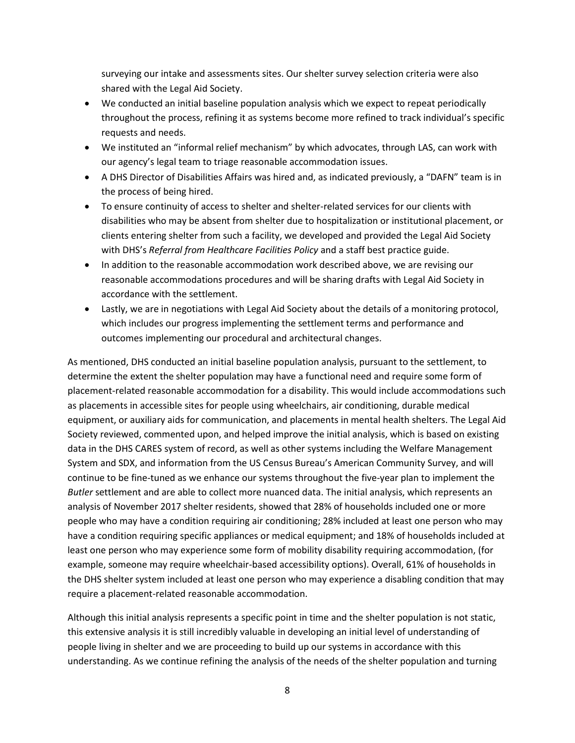surveying our intake and assessments sites. Our shelter survey selection criteria were also shared with the Legal Aid Society.

- We conducted an initial baseline population analysis which we expect to repeat periodically throughout the process, refining it as systems become more refined to track individual's specific requests and needs.
- We instituted an "informal relief mechanism" by which advocates, through LAS, can work with our agency's legal team to triage reasonable accommodation issues.
- A DHS Director of Disabilities Affairs was hired and, as indicated previously, a "DAFN" team is in the process of being hired.
- To ensure continuity of access to shelter and shelter-related services for our clients with disabilities who may be absent from shelter due to hospitalization or institutional placement, or clients entering shelter from such a facility, we developed and provided the Legal Aid Society with DHS's *Referral from Healthcare Facilities Policy* and a staff best practice guide.
- In addition to the reasonable accommodation work described above, we are revising our reasonable accommodations procedures and will be sharing drafts with Legal Aid Society in accordance with the settlement.
- Lastly, we are in negotiations with Legal Aid Society about the details of a monitoring protocol, which includes our progress implementing the settlement terms and performance and outcomes implementing our procedural and architectural changes.

As mentioned, DHS conducted an initial baseline population analysis, pursuant to the settlement, to determine the extent the shelter population may have a functional need and require some form of placement-related reasonable accommodation for a disability. This would include accommodations such as placements in accessible sites for people using wheelchairs, air conditioning, durable medical equipment, or auxiliary aids for communication, and placements in mental health shelters. The Legal Aid Society reviewed, commented upon, and helped improve the initial analysis, which is based on existing data in the DHS CARES system of record, as well as other systems including the Welfare Management System and SDX, and information from the US Census Bureau's American Community Survey, and will continue to be fine-tuned as we enhance our systems throughout the five-year plan to implement the *Butler* settlement and are able to collect more nuanced data. The initial analysis, which represents an analysis of November 2017 shelter residents, showed that 28% of households included one or more people who may have a condition requiring air conditioning; 28% included at least one person who may have a condition requiring specific appliances or medical equipment; and 18% of households included at least one person who may experience some form of mobility disability requiring accommodation, (for example, someone may require wheelchair-based accessibility options). Overall, 61% of households in the DHS shelter system included at least one person who may experience a disabling condition that may require a placement-related reasonable accommodation.

Although this initial analysis represents a specific point in time and the shelter population is not static, this extensive analysis it is still incredibly valuable in developing an initial level of understanding of people living in shelter and we are proceeding to build up our systems in accordance with this understanding. As we continue refining the analysis of the needs of the shelter population and turning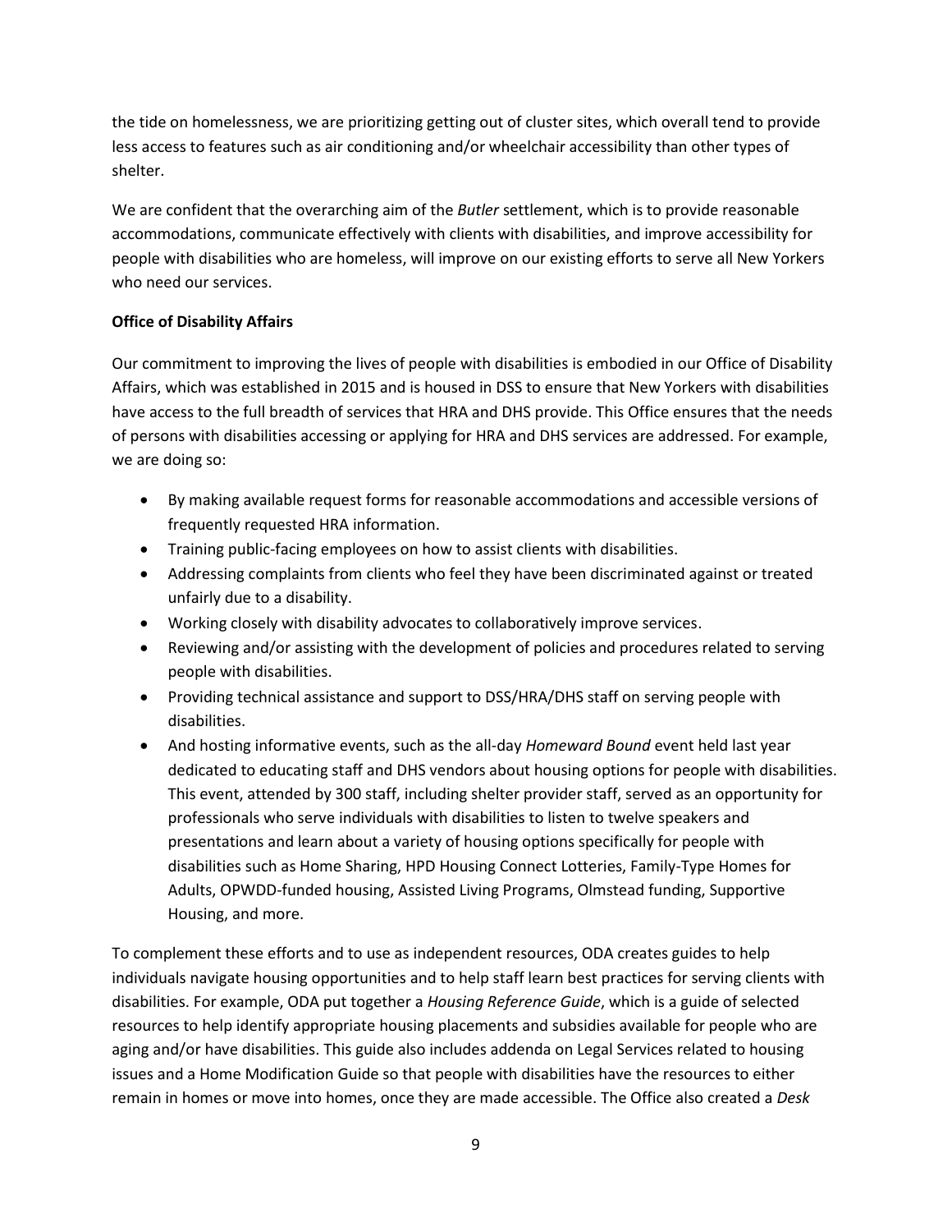the tide on homelessness, we are prioritizing getting out of cluster sites, which overall tend to provide less access to features such as air conditioning and/or wheelchair accessibility than other types of shelter.

We are confident that the overarching aim of the *Butler* settlement, which is to provide reasonable accommodations, communicate effectively with clients with disabilities, and improve accessibility for people with disabilities who are homeless, will improve on our existing efforts to serve all New Yorkers who need our services.

**Office of Disability Affairs**

Our commitment to improving the lives of people with disabilities is embodied in our Office of Disability Affairs, which was established in 2015 and is housed in DSS to ensure that New Yorkers with disabilities have access to the full breadth of services that HRA and DHS provide. This Office ensures that the needs of persons with disabilities accessing or applying for HRA and DHS services are addressed. For example, we are doing so:

- By making available request forms for reasonable accommodations and accessible versions of frequently requested HRA information.
- Training public-facing employees on how to assist clients with disabilities.
- Addressing complaints from clients who feel they have been discriminated against or treated unfairly due to a disability.
- Working closely with disability advocates to collaboratively improve services.
- Reviewing and/or assisting with the development of policies and procedures related to serving people with disabilities.
- Providing technical assistance and support to DSS/HRA/DHS staff on serving people with disabilities.
- And hosting informative events, such as the all-day *Homeward Bound* event held last year dedicated to educating staff and DHS vendors about housing options for people with disabilities. This event, attended by 300 staff, including shelter provider staff, served as an opportunity for professionals who serve individuals with disabilities to listen to twelve speakers and presentations and learn about a variety of housing options specifically for people with disabilities such as Home Sharing, HPD Housing Connect Lotteries, Family-Type Homes for Adults, OPWDD-funded housing, Assisted Living Programs, Olmstead funding, Supportive Housing, and more.

To complement these efforts and to use as independent resources, ODA creates guides to help individuals navigate housing opportunities and to help staff learn best practices for serving clients with disabilities. For example, ODA put together a *Housing Reference Guide*, which is a guide of selected resources to help identify appropriate housing placements and subsidies available for people who are aging and/or have disabilities. This guide also includes addenda on Legal Services related to housing issues and a Home Modification Guide so that people with disabilities have the resources to either remain in homes or move into homes, once they are made accessible. The Office also created a *Desk*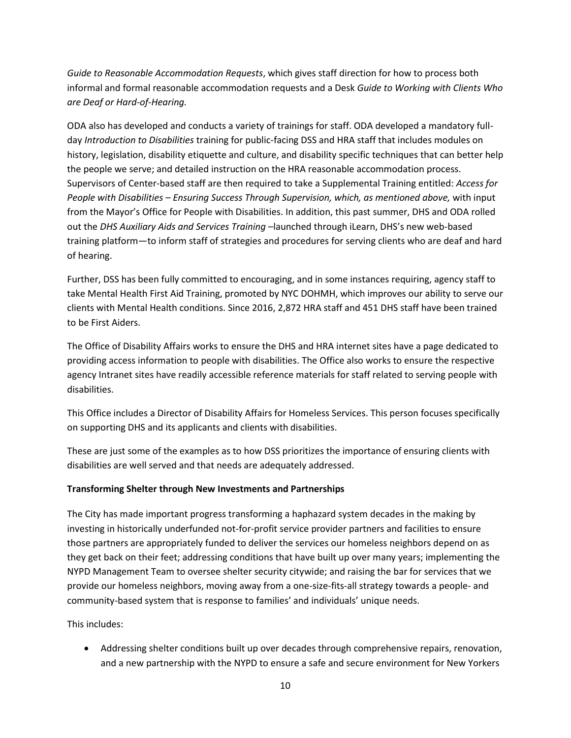*Guide to Reasonable Accommodation Requests*, which gives staff direction for how to process both informal and formal reasonable accommodation requests and a Desk *Guide to Working with Clients Who are Deaf or Hard-of-Hearing.*

ODA also has developed and conducts a variety of trainings for staff. ODA developed a mandatory full-day *Introduction to Disabilities* training for public-facing DSS and HRA staff that includes modules on history, legislation, disability etiquette and culture, and disability specific techniques that can better help the people we serve; and detailed instruction on the HRA reasonable accommodation process. Supervisors of Center-based staff are then required to take a Supplemental Training entitled: *Access for People with Disabilities – Ensuring Success Through Supervision, which, as mentioned above,* with input from the Mayor's Office for People with Disabilities. In addition, this past summer, DHS and ODA rolled out the *DHS Auxiliary Aids and Services Training* –launched through iLearn, DHS's new web-based training platform—to inform staff of strategies and procedures for serving clients who are deaf and hard of hearing.

Further, DSS has been fully committed to encouraging, and in some instances requiring, agency staff to take Mental Health First Aid Training, promoted by NYC DOHMH, which improves our ability to serve our clients with Mental Health conditions. Since 2016, 2,872 HRA staff and 451 DHS staff have been trained to be First Aiders.

The Office of Disability Affairs works to ensure the DHS and HRA internet sites have a page dedicated to providing access information to people with disabilities. The Office also works to ensure the respective agency Intranet sites have readily accessible reference materials for staff related to serving people with disabilities.

This Office includes a Director of Disability Affairs for Homeless Services. This person focuses specifically on supporting DHS and its applicants and clients with disabilities.

These are just some of the examples as to how DSS prioritizes the importance of ensuring clients with disabilities are well served and that needs are adequately addressed.

**Transforming Shelter through New Investments and Partnerships**

The City has made important progress transforming a haphazard system decades in the making by investing in historically underfunded not-for-profit service provider partners and facilities to ensure those partners are appropriately funded to deliver the services our homeless neighbors depend on as they get back on their feet; addressing conditions that have built up over many years; implementing the NYPD Management Team to oversee shelter security citywide; and raising the bar for services that we provide our homeless neighbors, moving away from a one-size-fits-all strategy towards a people- and community-based system that is response to families' and individuals' unique needs.

This includes:

- Addressing shelter conditions built up over decades through comprehensive repairs, renovation, and a new partnership with the NYPD to ensure a safe and secure environment for New Yorkers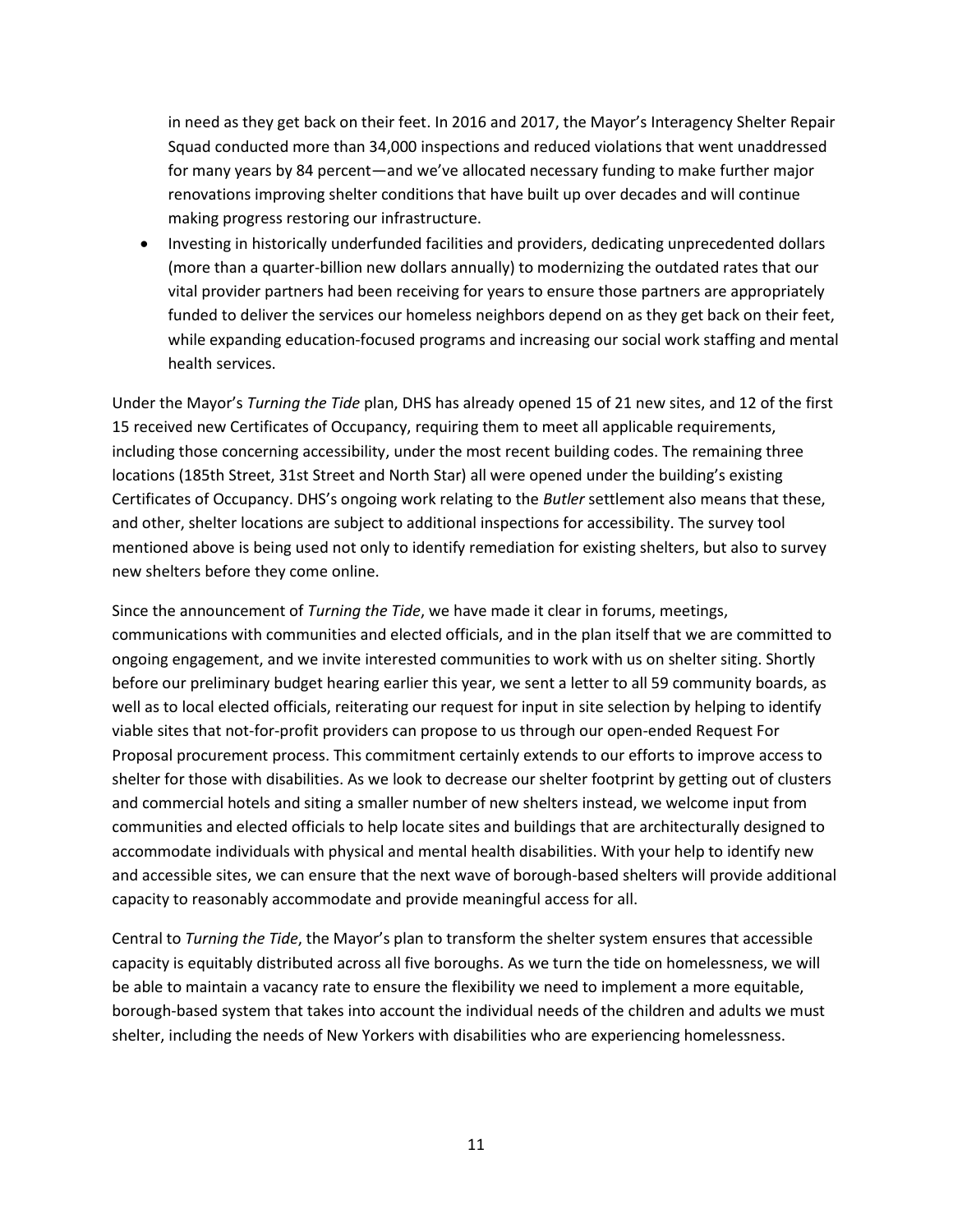in need as they get back on their feet. In 2016 and 2017, the Mayor's Interagency Shelter Repair Squad conducted more than 34,000 inspections and reduced violations that went unaddressed for many years by 84 percent—and we've allocated necessary funding to make further major renovations improving shelter conditions that have built up over decades and will continue making progress restoring our infrastructure.

- Investing in historically underfunded facilities and providers, dedicating unprecedented dollars (more than a quarter-billion new dollars annually) to modernizing the outdated rates that our vital provider partners had been receiving for years to ensure those partners are appropriately funded to deliver the services our homeless neighbors depend on as they get back on their feet, while expanding education-focused programs and increasing our social work staffing and mental health services.

Under the Mayor's *Turning the Tide* plan, DHS has already opened 15 of 21 new sites, and 12 of the first 15 received new Certificates of Occupancy, requiring them to meet all applicable requirements, including those concerning accessibility, under the most recent building codes. The remaining three locations (185th Street, 31st Street and North Star) all were opened under the building's existing Certificates of Occupancy. DHS's ongoing work relating to the *Butler* settlement also means that these, and other, shelter locations are subject to additional inspections for accessibility. The survey tool mentioned above is being used not only to identify remediation for existing shelters, but also to survey new shelters before they come online.

Since the announcement of *Turning the Tide*, we have made it clear in forums, meetings, communications with communities and elected officials, and in the plan itself that we are committed to ongoing engagement, and we invite interested communities to work with us on shelter siting. Shortly before our preliminary budget hearing earlier this year, we sent a letter to all 59 community boards, as well as to local elected officials, reiterating our request for input in site selection by helping to identify viable sites that not-for-profit providers can propose to us through our open-ended Request For Proposal procurement process. This commitment certainly extends to our efforts to improve access to shelter for those with disabilities. As we look to decrease our shelter footprint by getting out of clusters and commercial hotels and siting a smaller number of new shelters instead, we welcome input from communities and elected officials to help locate sites and buildings that are architecturally designed to accommodate individuals with physical and mental health disabilities. With your help to identify new and accessible sites, we can ensure that the next wave of borough-based shelters will provide additional capacity to reasonably accommodate and provide meaningful access for all.

Central to *Turning the Tide*, the Mayor's plan to transform the shelter system ensures that accessible capacity is equitably distributed across all five boroughs. As we turn the tide on homelessness, we will be able to maintain a vacancy rate to ensure the flexibility we need to implement a more equitable, borough-based system that takes into account the individual needs of the children and adults we must shelter, including the needs of New Yorkers with disabilities who are experiencing homelessness.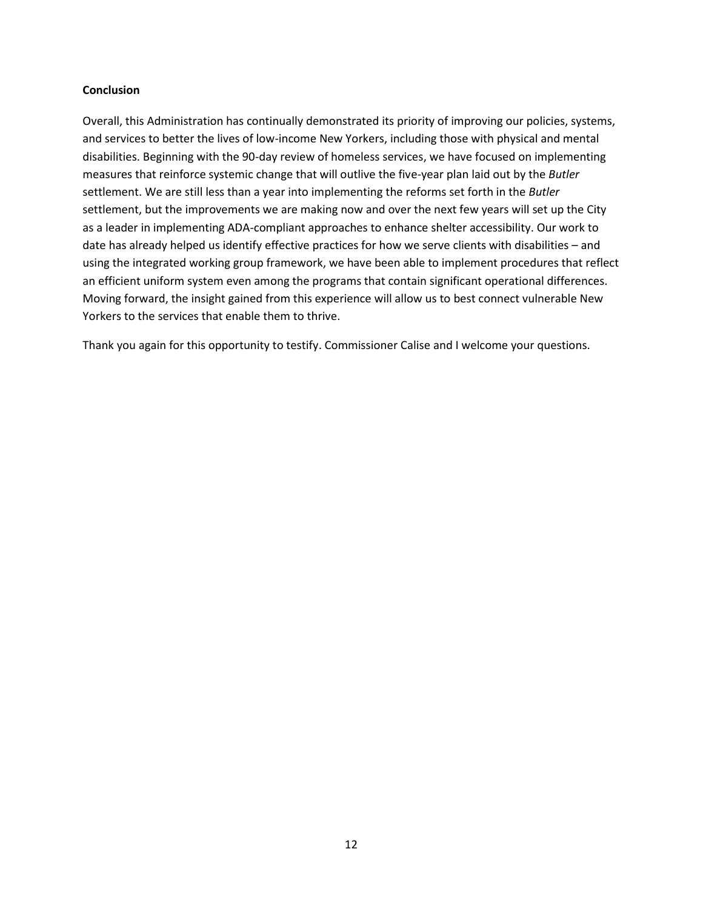**Conclusion**

Overall, this Administration has continually demonstrated its priority of improving our policies, systems, and services to better the lives of low-income New Yorkers, including those with physical and mental disabilities. Beginning with the 90-day review of homeless services, we have focused on implementing measures that reinforce systemic change that will outlive the five-year plan laid out by the *Butler* settlement. We are still less than a year into implementing the reforms set forth in the *Butler* settlement, but the improvements we are making now and over the next few years will set up the City as a leader in implementing ADA-compliant approaches to enhance shelter accessibility. Our work to date has already helped us identify effective practices for how we serve clients with disabilities – and using the integrated working group framework, we have been able to implement procedures that reflect an efficient uniform system even among the programs that contain significant operational differences. Moving forward, the insight gained from this experience will allow us to best connect vulnerable New Yorkers to the services that enable them to thrive.

Thank you again for this opportunity to testify. Commissioner Calise and I welcome your questions.